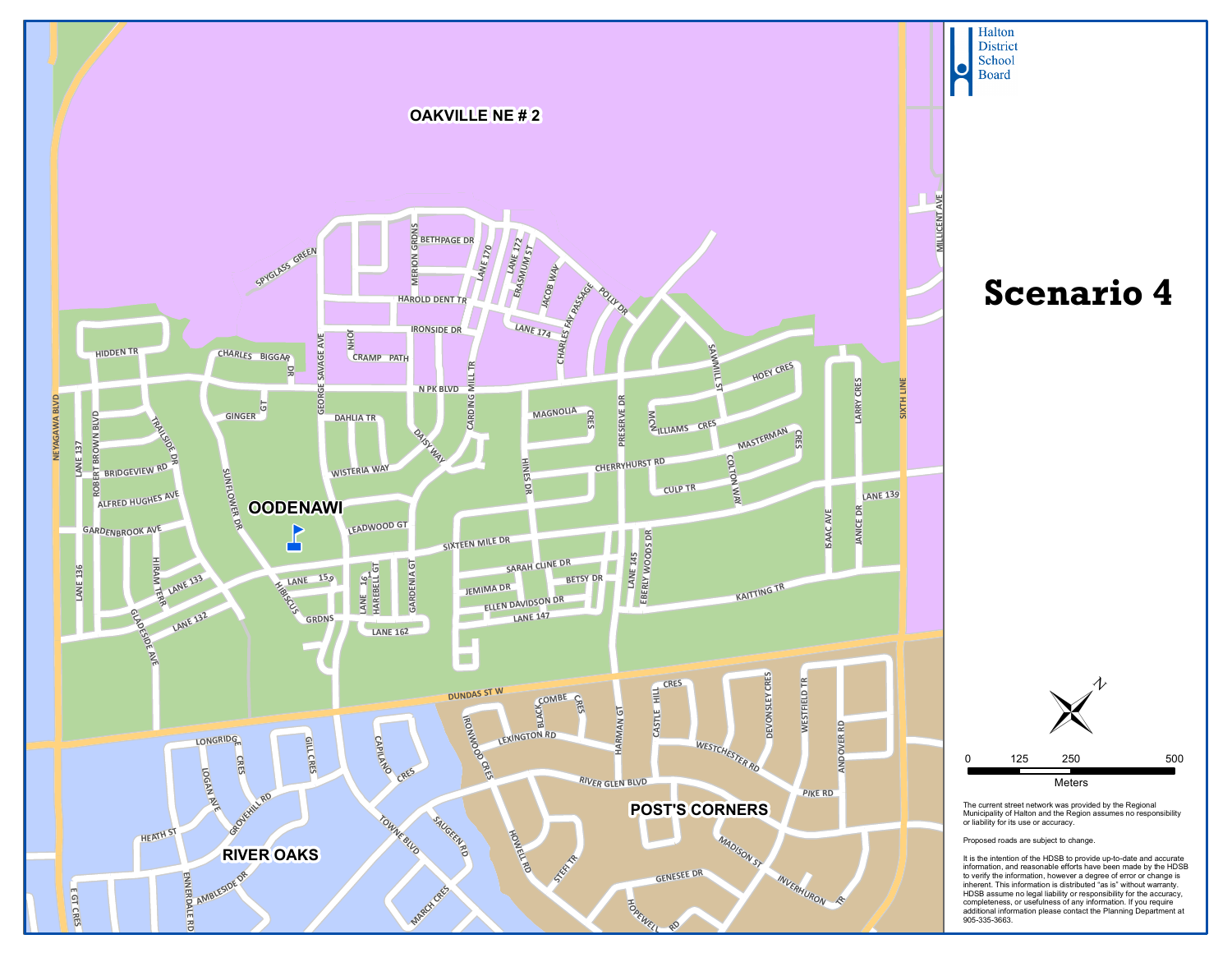# Halton District School Board

# Scenario 4

OAKVILLE NE # 2

OODENAWI

RIVER OAKS

POST'S CORNERS

0 125 250 500

Meters

The current street network was provided by the Regional Municipality of Halton and the Region assumes no responsibility or liability for its use or accuracy.

Proposed roads are subject to change.

It is the intention of the HDSB to provide up-to-date and accurate information, and reasonable efforts have been made by the HDSB to verify the information, however a degree of error or change is inherent. This information is distributed "as is" without warranty. HDSB assume no legal liability or responsibility for the accuracy, completeness, or usefulness of any information. If you require additional information please contact the Planning Department at 905-335-3663.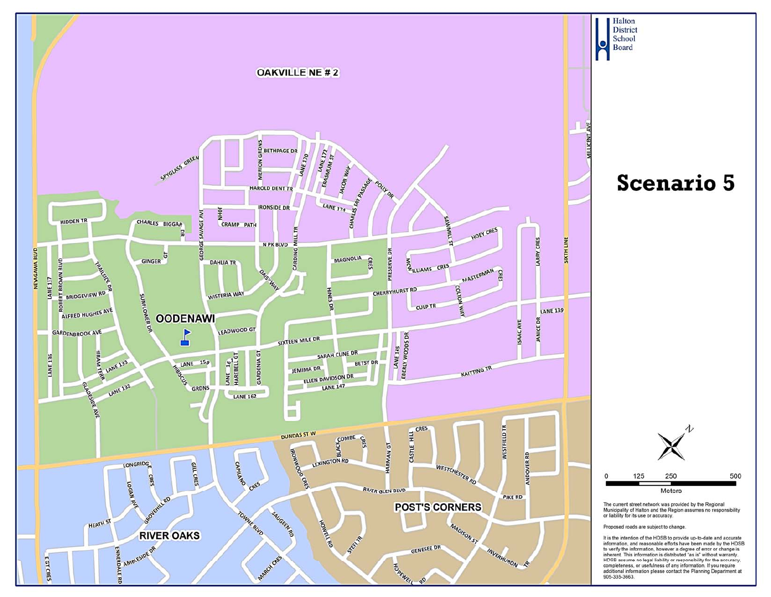Halton District School Board

# Scenario 5

OAKVILLE NE # 2

OODENAWI

RIVER OAKS

POST'S CORNERS

0 125 250 500

Metres

The current street network was provided by the Regional Municipality of Halton and the Region assumes no responsibility or liability for its use or accuracy.

Proposed roads are subject to change.

It is the intention of the HDSB to provide up-to-date and accurate information, and reasonable efforts have been made by the HDSB to verify the information, however a degree of error or change is inherent. This information is distributed "as is" without warranty. HDSB assume no legal liability or responsibility for the accuracy, completeness, or usefulness of any information. If you require additional information please contact the Planning Department at 905-335-3663.